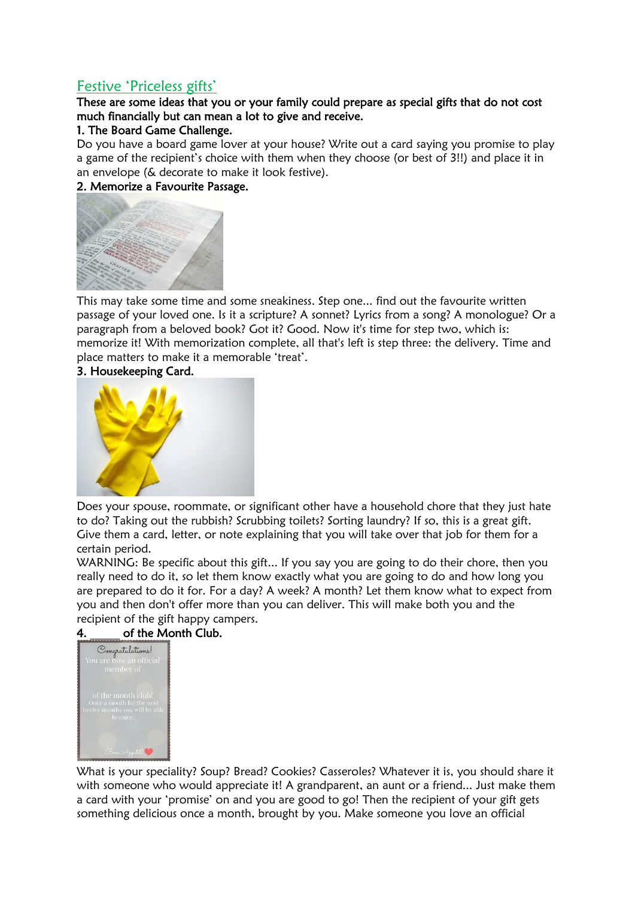## Festive 'Priceless gifts'

**These are some ideas that you or your family could prepare as special gifts that do not cost much financially but can mean a lot to give and receive.**

### 1. The Board Game Challenge.

Do you have a board game lover at your house? Write out a card saying you promise to play a game of the recipient's choice with them when they choose (or best of 3!!) and place it in an envelope (& decorate to make it look festive).

### 2. Memorize a Favourite Passage.

This may take some time and some sneakiness. Step one... find out the favourite written passage of your loved one. Is it a scripture? A sonnet? Lyrics from a song? A monologue? Or a paragraph from a beloved book? Got it? Good. Now it's time for step two, which is: memorize it! With memorization complete, all that's left is step three: the delivery. Time and place matters to make it a memorable 'treat'.

### 3. Housekeeping Card.

Does your spouse, roommate, or significant other have a household chore that they just hate to do? Taking out the rubbish? Scrubbing toilets? Sorting laundry? If so, this is a great gift. Give them a card, letter, or note explaining that you will take over that job for them for a certain period.

WARNING: Be specific about this gift... If you say you are going to do their chore, then you really need to do it, so let them know exactly what you are going to do and how long you are prepared to do it for. For a day? A week? A month? Let them know what to expect from you and then don't offer more than you can deliver. This will make both you and the recipient of the gift happy campers.

### 4. _____ of the Month Club.

What is your speciality? Soup? Bread? Cookies? Casseroles? Whatever it is, you should share it with someone who would appreciate it! A grandparent, an aunt or a friend... Just make them a card with your 'promise' on and you are good to go! Then the recipient of your gift gets something delicious once a month, brought by you. Make someone you love an official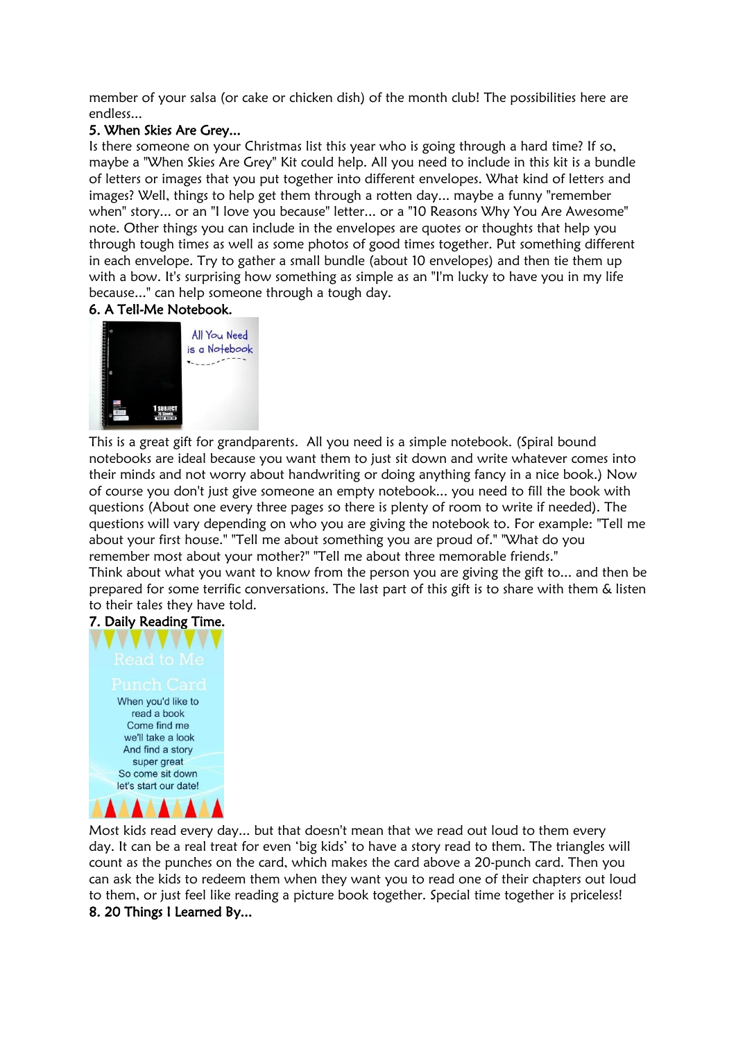member of your salsa (or cake or chicken dish) of the month club! The possibilities here are endless...

**5. When Skies Are Grey...**

Is there someone on your Christmas list this year who is going through a hard time? If so, maybe a "When Skies Are Grey" Kit could help. All you need to include in this kit is a bundle of letters or images that you put together into different envelopes. What kind of letters and images? Well, things to help get them through a rotten day... maybe a funny "remember when" story... or an "I love you because" letter... or a "10 Reasons Why You Are Awesome" note. Other things you can include in the envelopes are quotes or thoughts that help you through tough times as well as some photos of good times together. Put something different in each envelope. Try to gather a small bundle (about 10 envelopes) and then tie them up with a bow. It's surprising how something as simple as an "I'm lucky to have you in my life because..." can help someone through a tough day.

**6. A Tell-Me Notebook.**

This is a great gift for grandparents. All you need is a simple notebook. (Spiral bound notebooks are ideal because you want them to just sit down and write whatever comes into their minds and not worry about handwriting or doing anything fancy in a nice book.) Now of course you don't just give someone an empty notebook... you need to fill the book with questions (About one every three pages so there is plenty of room to write if needed). The questions will vary depending on who you are giving the notebook to. For example: "Tell me about your first house." "Tell me about something you are proud of." "What do you remember most about your mother?" "Tell me about three memorable friends."

Think about what you want to know from the person you are giving the gift to... and then be prepared for some terrific conversations. The last part of this gift is to share with them & listen to their tales they have told.

**7. Daily Reading Time.**

Most kids read every day... but that doesn't mean that we read out loud to them every day. It can be a real treat for even 'big kids' to have a story read to them. The triangles will count as the punches on the card, which makes the card above a 20-punch card. Then you can ask the kids to redeem them when they want you to read one of their chapters out loud to them, or just feel like reading a picture book together. Special time together is priceless!

**8. 20 Things I Learned By...**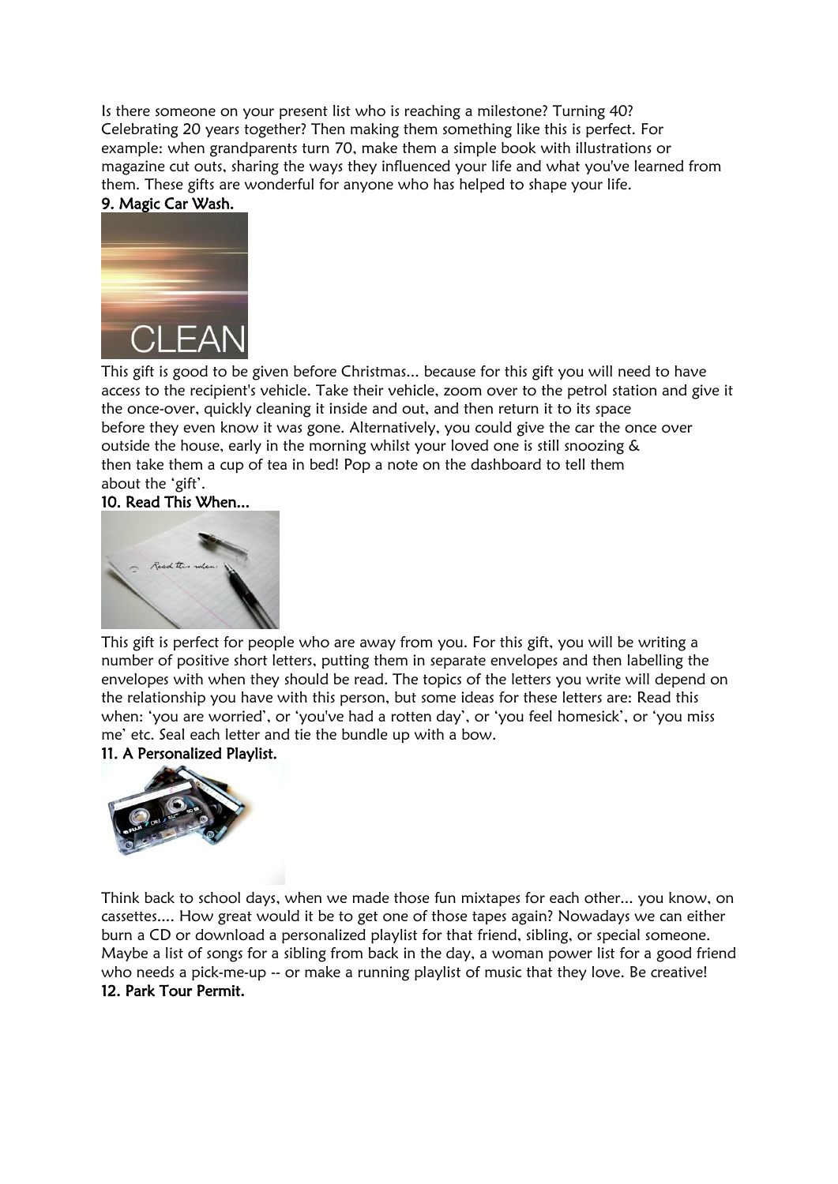Is there someone on your present list who is reaching a milestone? Turning 40? Celebrating 20 years together? Then making them something like this is perfect. For example: when grandparents turn 70, make them a simple book with illustrations or magazine cut outs, sharing the ways they influenced your life and what you've learned from them. These gifts are wonderful for anyone who has helped to shape your life.

**9. Magic Car Wash.**

This gift is good to be given before Christmas... because for this gift you will need to have access to the recipient's vehicle. Take their vehicle, zoom over to the petrol station and give it the once-over, quickly cleaning it inside and out, and then return it to its space before they even know it was gone. Alternatively, you could give the car the once over outside the house, early in the morning whilst your loved one is still snoozing & then take them a cup of tea in bed! Pop a note on the dashboard to tell them about the 'gift'.

**10. Read This When...**

This gift is perfect for people who are away from you. For this gift, you will be writing a number of positive short letters, putting them in separate envelopes and then labelling the envelopes with when they should be read. The topics of the letters you write will depend on the relationship you have with this person, but some ideas for these letters are: Read this when: 'you are worried', or 'you've had a rotten day', or 'you feel homesick', or 'you miss me' etc. Seal each letter and tie the bundle up with a bow.

**11. A Personalized Playlist.**

Think back to school days, when we made those fun mixtapes for each other... you know, on cassettes.... How great would it be to get one of those tapes again? Nowadays we can either burn a CD or download a personalized playlist for that friend, sibling, or special someone. Maybe a list of songs for a sibling from back in the day, a woman power list for a good friend who needs a pick-me-up -- or make a running playlist of music that they love. Be creative!

**12. Park Tour Permit.**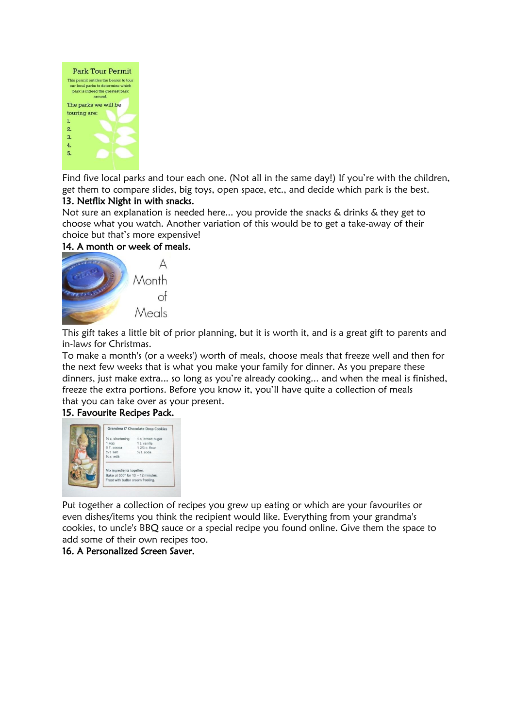Find five local parks and tour each one. (Not all in the same day!) If you're with the children, get them to compare slides, big toys, open space, etc., and decide which park is the best.

### 13. Netflix Night in with snacks.

Not sure an explanation is needed here... you provide the snacks & drinks & they get to choose what you watch. Another variation of this would be to get a take-away of their choice but that's more expensive!

### 14. A month or week of meals.

This gift takes a little bit of prior planning, but it is worth it, and is a great gift to parents and in-laws for Christmas.

To make a month's (or a weeks') worth of meals, choose meals that freeze well and then for the next few weeks that is what you make your family for dinner. As you prepare these dinners, just make extra... so long as you're already cooking... and when the meal is finished, freeze the extra portions. Before you know it, you'll have quite a collection of meals that you can take over as your present.

### 15. Favourite Recipes Pack.

Put together a collection of recipes you grew up eating or which are your favourites or even dishes/items you think the recipient would like. Everything from your grandma's cookies, to uncle's BBQ sauce or a special recipe you found online. Give them the space to add some of their own recipes too.

### 16. A Personalized Screen Saver.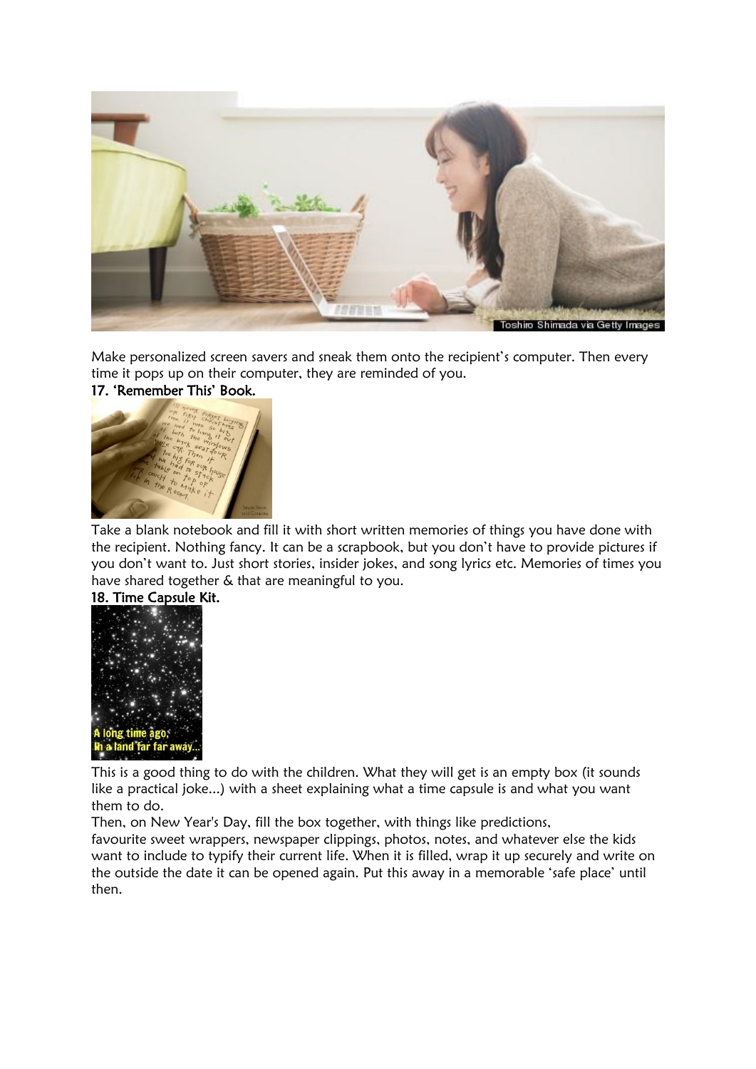Make personalized screen savers and sneak them onto the recipient's computer. Then every time it pops up on their computer, they are reminded of you.

### 17. 'Remember This' Book.

Take a blank notebook and fill it with short written memories of things you have done with the recipient. Nothing fancy. It can be a scrapbook, but you don't have to provide pictures if you don't want to. Just short stories, insider jokes, and song lyrics etc. Memories of times you have shared together & that are meaningful to you.

### 18. Time Capsule Kit.

This is a good thing to do with the children. What they will get is an empty box (it sounds like a practical joke...) with a sheet explaining what a time capsule is and what you want them to do.

Then, on New Year's Day, fill the box together, with things like predictions, favourite sweet wrappers, newspaper clippings, photos, notes, and whatever else the kids want to include to typify their current life. When it is filled, wrap it up securely and write on the outside the date it can be opened again. Put this away in a memorable 'safe place' until then.